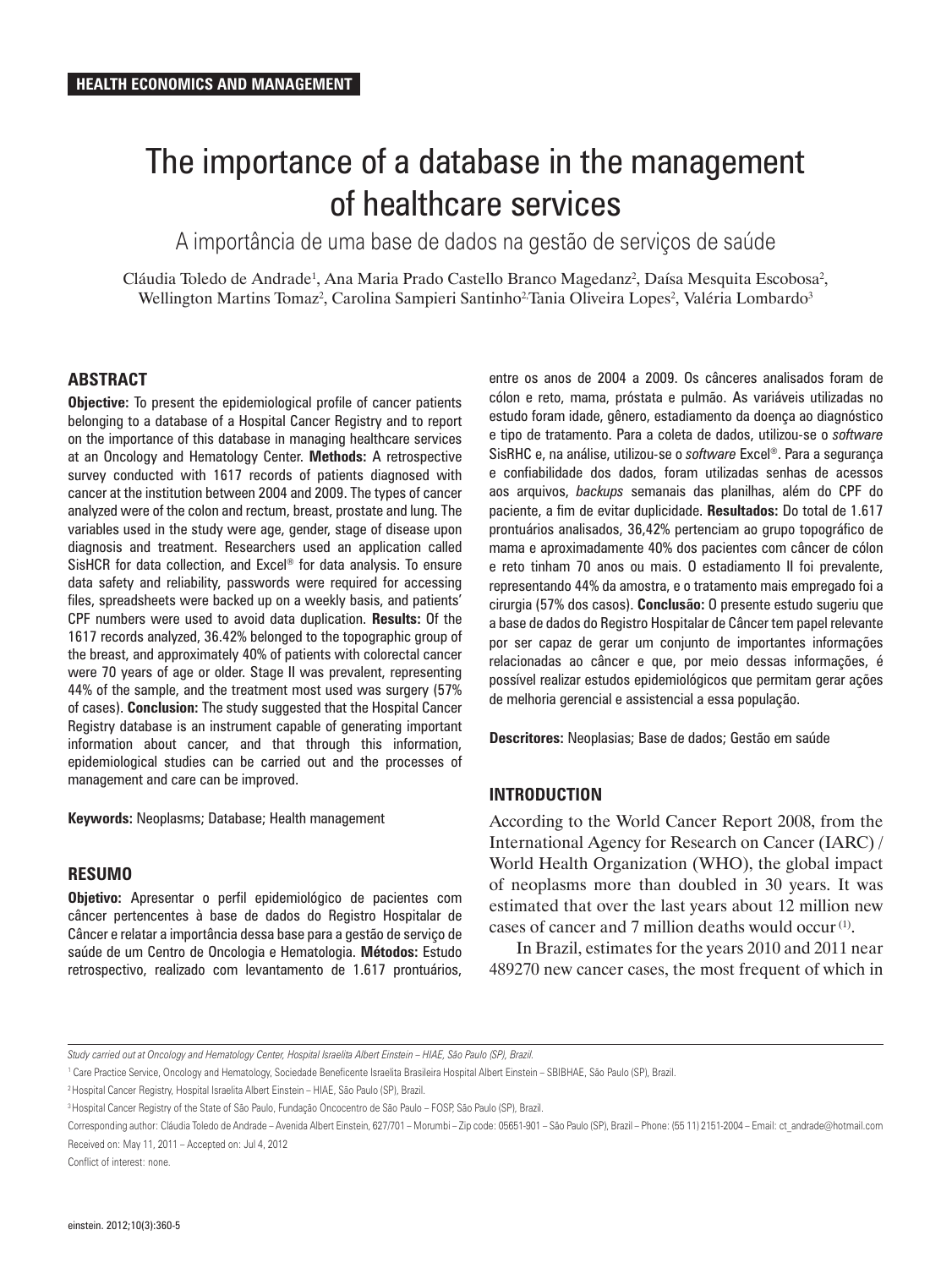**HEALTH ECONOMICS AND MANAGEMENT**

# The importance of a database in the management of healthcare services

## A importância de uma base de dados na gestão de serviços de saúde

Cláudia Toledo de Andrade[1], Ana Maria Prado Castello Branco Magedanz[2], Daísa Mesquita Escobosa[2], Wellington Martins Tomaz[2], Carolina Sampieri Santinho[2], Tania Oliveira Lopes[2], Valéria Lombardo[3]

### ABSTRACT

**Objective:** To present the epidemiological profile of cancer patients belonging to a database of a Hospital Cancer Registry and to report on the importance of this database in managing healthcare services at an Oncology and Hematology Center. **Methods:** A retrospective survey conducted with 1617 records of patients diagnosed with cancer at the institution between 2004 and 2009. The types of cancer analyzed were of the colon and rectum, breast, prostate and lung. The variables used in the study were age, gender, stage of disease upon diagnosis and treatment. Researchers used an application called SisHCR for data collection, and Excel® for data analysis. To ensure data safety and reliability, passwords were required for accessing files, spreadsheets were backed up on a weekly basis, and patients' CPF numbers were used to avoid data duplication. **Results:** Of the 1617 records analyzed, 36.42% belonged to the topographic group of the breast, and approximately 40% of patients with colorectal cancer were 70 years of age or older. Stage II was prevalent, representing 44% of the sample, and the treatment most used was surgery (57% of cases). **Conclusion:** The study suggested that the Hospital Cancer Registry database is an instrument capable of generating important information about cancer, and that through this information, epidemiological studies can be carried out and the processes of management and care can be improved.

**Keywords:** Neoplasms; Database; Health management

### RESUMO

**Objetivo:** Apresentar o perfil epidemiológico de pacientes com câncer pertencentes à base de dados do Registro Hospitalar de Câncer e relatar a importância dessa base para a gestão de serviço de saúde de um Centro de Oncologia e Hematologia. **Métodos:** Estudo retrospectivo, realizado com levantamento de 1.617 prontuários, entre os anos de 2004 a 2009. Os cânceres analisados foram de cólon e reto, mama, próstata e pulmão. As variáveis utilizadas no estudo foram idade, gênero, estadiamento da doença ao diagnóstico e tipo de tratamento. Para a coleta de dados, utilizou-se o *software* SisRHC e, na análise, utilizou-se o *software* Excel®. Para a segurança e confiabilidade dos dados, foram utilizadas senhas de acessos aos arquivos, *backups* semanais das planilhas, além do CPF do paciente, a fim de evitar duplicidade. **Resultados:** Do total de 1.617 prontuários analisados, 36,42% pertenciam ao grupo topográfico de mama e aproximadamente 40% dos pacientes com câncer de cólon e reto tinham 70 anos ou mais. O estadiamento II foi prevalente, representando 44% da amostra, e o tratamento mais empregado foi a cirurgia (57% dos casos). **Conclusão:** O presente estudo sugeriu que a base de dados do Registro Hospitalar de Câncer tem papel relevante por ser capaz de gerar um conjunto de importantes informações relacionadas ao câncer e que, por meio dessas informações, é possível realizar estudos epidemiológicos que permitam gerar ações de melhoria gerencial e assistencial a essa população.

**Descritores:** Neoplasias; Base de dados; Gestão em saúde

### INTRODUCTION

According to the World Cancer Report 2008, from the International Agency for Research on Cancer (IARC) / World Health Organization (WHO), the global impact of neoplasms more than doubled in 30 years. It was estimated that over the last years about 12 million new cases of cancer and 7 million deaths would occur[1].

In Brazil, estimates for the years 2010 and 2011 near 489270 new cancer cases, the most frequent of which in

---

*Study carried out at Oncology and Hematology Center, Hospital Israelita Albert Einstein – HIAE, São Paulo (SP), Brazil.*

[1] Care Practice Service, Oncology and Hematology, Sociedade Beneficente Israelita Brasileira Hospital Albert Einstein – SBIBHAE, São Paulo (SP), Brazil.

[2] Hospital Cancer Registry, Hospital Israelita Albert Einstein – HIAE, São Paulo (SP), Brazil.

[3] Hospital Cancer Registry of the State of São Paulo, Fundação Oncocentro de São Paulo – FOSP, São Paulo (SP), Brazil.

Corresponding author: Cláudia Toledo de Andrade – Avenida Albert Einstein, 627/701 – Morumbi – Zip code: 05651-901 – São Paulo (SP), Brazil – Phone: (55 11) 2151-2004 – Email: ct_andrade@hotmail.com

Received on: May 11, 2011 – Accepted on: Jul 4, 2012

Conflict of interest: none.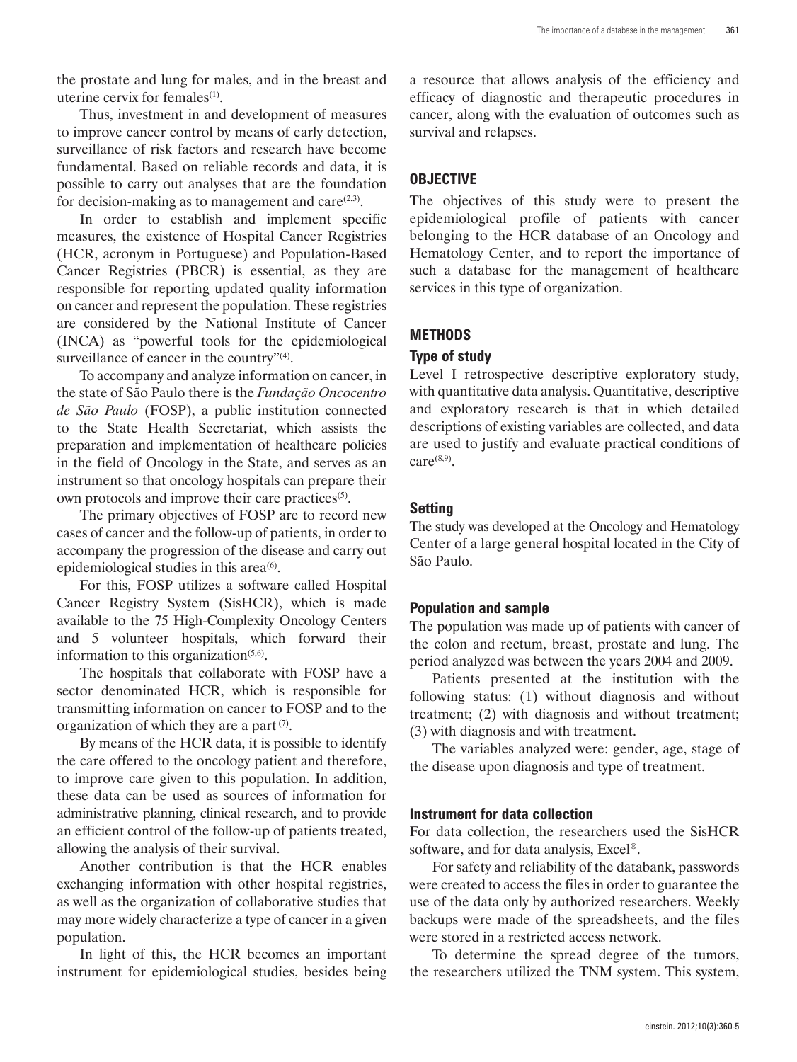the prostate and lung for males, and in the breast and uterine cervix for females[1].

Thus, investment in and development of measures to improve cancer control by means of early detection, surveillance of risk factors and research have become fundamental. Based on reliable records and data, it is possible to carry out analyses that are the foundation for decision-making as to management and care[2,3].

In order to establish and implement specific measures, the existence of Hospital Cancer Registries (HCR, acronym in Portuguese) and Population-Based Cancer Registries (PBCR) is essential, as they are responsible for reporting updated quality information on cancer and represent the population. These registries are considered by the National Institute of Cancer (INCA) as "powerful tools for the epidemiological surveillance of cancer in the country"[4].

To accompany and analyze information on cancer, in the state of São Paulo there is the *Fundação Oncocentro de São Paulo* (FOSP), a public institution connected to the State Health Secretariat, which assists the preparation and implementation of healthcare policies in the field of Oncology in the State, and serves as an instrument so that oncology hospitals can prepare their own protocols and improve their care practices[5].

The primary objectives of FOSP are to record new cases of cancer and the follow-up of patients, in order to accompany the progression of the disease and carry out epidemiological studies in this area[6].

For this, FOSP utilizes a software called Hospital Cancer Registry System (SisHCR), which is made available to the 75 High-Complexity Oncology Centers and 5 volunteer hospitals, which forward their information to this organization[5,6].

The hospitals that collaborate with FOSP have a sector denominated HCR, which is responsible for transmitting information on cancer to FOSP and to the organization of which they are a part[7].

By means of the HCR data, it is possible to identify the care offered to the oncology patient and therefore, to improve care given to this population. In addition, these data can be used as sources of information for administrative planning, clinical research, and to provide an efficient control of the follow-up of patients treated, allowing the analysis of their survival.

Another contribution is that the HCR enables exchanging information with other hospital registries, as well as the organization of collaborative studies that may more widely characterize a type of cancer in a given population.

In light of this, the HCR becomes an important instrument for epidemiological studies, besides being a resource that allows analysis of the efficiency and efficacy of diagnostic and therapeutic procedures in cancer, along with the evaluation of outcomes such as survival and relapses.

## OBJECTIVE

The objectives of this study were to present the epidemiological profile of patients with cancer belonging to the HCR database of an Oncology and Hematology Center, and to report the importance of such a database for the management of healthcare services in this type of organization.

## METHODS

### Type of study

Level I retrospective descriptive exploratory study, with quantitative data analysis. Quantitative, descriptive and exploratory research is that in which detailed descriptions of existing variables are collected, and data are used to justify and evaluate practical conditions of care[8,9].

### Setting

The study was developed at the Oncology and Hematology Center of a large general hospital located in the City of São Paulo.

### Population and sample

The population was made up of patients with cancer of the colon and rectum, breast, prostate and lung. The period analyzed was between the years 2004 and 2009.

Patients presented at the institution with the following status: (1) without diagnosis and without treatment; (2) with diagnosis and without treatment; (3) with diagnosis and with treatment.

The variables analyzed were: gender, age, stage of the disease upon diagnosis and type of treatment.

### Instrument for data collection

For data collection, the researchers used the SisHCR software, and for data analysis, Excel®.

For safety and reliability of the databank, passwords were created to access the files in order to guarantee the use of the data only by authorized researchers. Weekly backups were made of the spreadsheets, and the files were stored in a restricted access network.

To determine the spread degree of the tumors, the researchers utilized the TNM system. This system,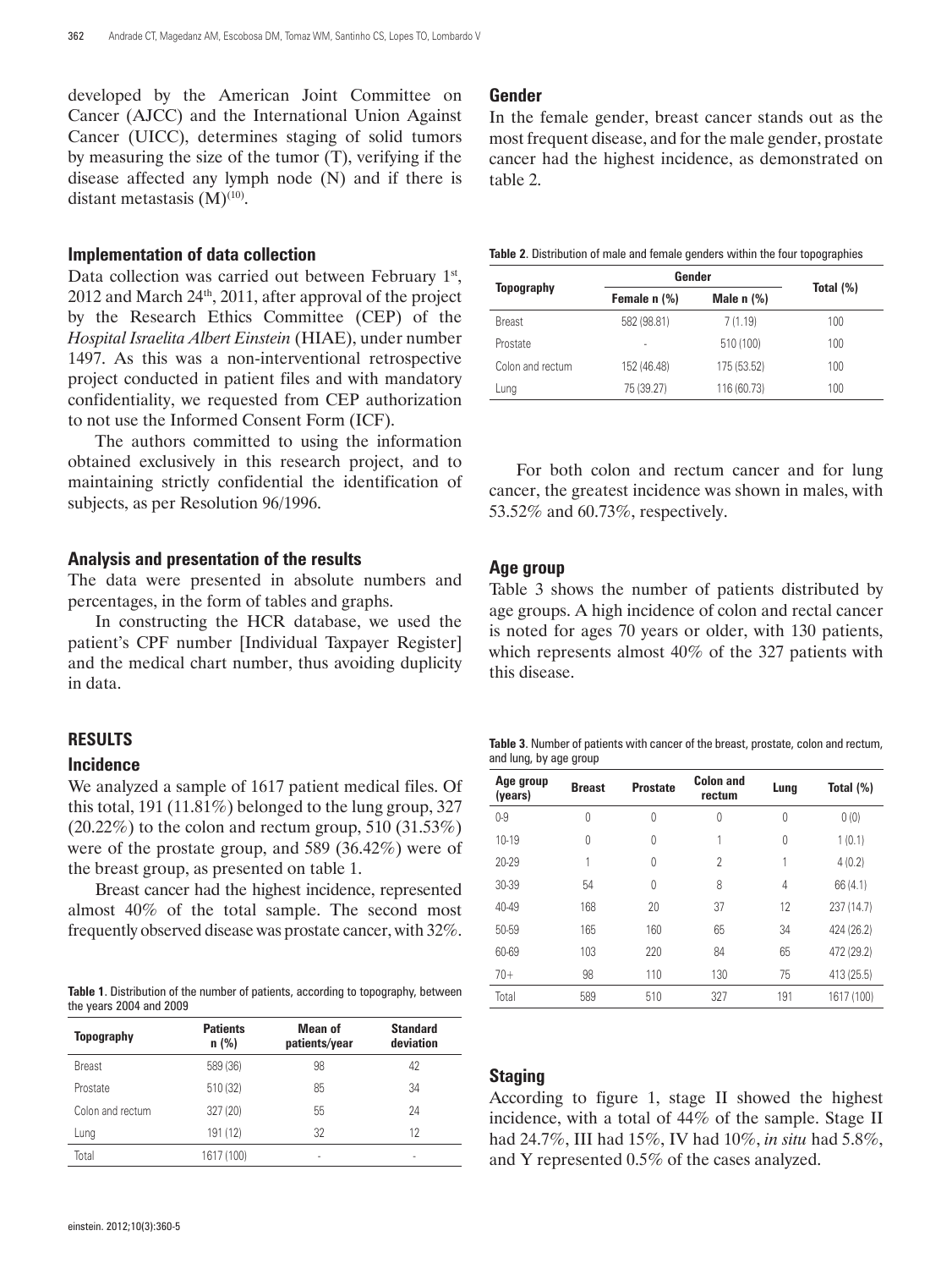developed by the American Joint Committee on Cancer (AJCC) and the International Union Against Cancer (UICC), determines staging of solid tumors by measuring the size of the tumor (T), verifying if the disease affected any lymph node (N) and if there is distant metastasis (M)[10].

### Implementation of data collection

Data collection was carried out between February 1st, 2012 and March 24th, 2011, after approval of the project by the Research Ethics Committee (CEP) of the *Hospital Israelita Albert Einstein* (HIAE), under number 1497. As this was a non-interventional retrospective project conducted in patient files and with mandatory confidentiality, we requested from CEP authorization to not use the Informed Consent Form (ICF).

The authors committed to using the information obtained exclusively in this research project, and to maintaining strictly confidential the identification of subjects, as per Resolution 96/1996.

### Analysis and presentation of the results

The data were presented in absolute numbers and percentages, in the form of tables and graphs.

In constructing the HCR database, we used the patient's CPF number [Individual Taxpayer Register] and the medical chart number, thus avoiding duplicity in data.

## RESULTS

### Incidence

We analyzed a sample of 1617 patient medical files. Of this total, 191 (11.81%) belonged to the lung group, 327 (20.22%) to the colon and rectum group, 510 (31.53%) were of the prostate group, and 589 (36.42%) were of the breast group, as presented on table 1.

Breast cancer had the highest incidence, represented almost 40% of the total sample. The second most frequently observed disease was prostate cancer, with 32%.

**Table 1**. Distribution of the number of patients, according to topography, between the years 2004 and 2009

| Topography | Patients n (%) | Mean of patients/year | Standard deviation |
|---|---|---|---|
| Breast | 589 (36) | 98 | 42 |
| Prostate | 510 (32) | 85 | 34 |
| Colon and rectum | 327 (20) | 55 | 24 |
| Lung | 191 (12) | 32 | 12 |
| Total | 1617 (100) | - | - |

### Gender

In the female gender, breast cancer stands out as the most frequent disease, and for the male gender, prostate cancer had the highest incidence, as demonstrated on table 2.

**Table 2**. Distribution of male and female genders within the four topographies

| Topography | Gender | | Total (%) |
|---|---|---|---|
| | Female n (%) | Male n (%) | |
| Breast | 582 (98.81) | 7 (1.19) | 100 |
| Prostate | - | 510 (100) | 100 |
| Colon and rectum | 152 (46.48) | 175 (53.52) | 100 |
| Lung | 75 (39.27) | 116 (60.73) | 100 |

For both colon and rectum cancer and for lung cancer, the greatest incidence was shown in males, with 53.52% and 60.73%, respectively.

### Age group

Table 3 shows the number of patients distributed by age groups. A high incidence of colon and rectal cancer is noted for ages 70 years or older, with 130 patients, which represents almost 40% of the 327 patients with this disease.

**Table 3**. Number of patients with cancer of the breast, prostate, colon and rectum, and lung, by age group

| Age group (years) | Breast | Prostate | Colon and rectum | Lung | Total (%) |
|---|---|---|---|---|---|
| 0-9 | 0 | 0 | 0 | 0 | 0 (0) |
| 10-19 | 0 | 0 | 1 | 0 | 1 (0.1) |
| 20-29 | 1 | 0 | 2 | 1 | 4 (0.2) |
| 30-39 | 54 | 0 | 8 | 4 | 66 (4.1) |
| 40-49 | 168 | 20 | 37 | 12 | 237 (14.7) |
| 50-59 | 165 | 160 | 65 | 34 | 424 (26.2) |
| 60-69 | 103 | 220 | 84 | 65 | 472 (29.2) |
| 70+ | 98 | 110 | 130 | 75 | 413 (25.5) |
| Total | 589 | 510 | 327 | 191 | 1617 (100) |

### Staging

According to figure 1, stage II showed the highest incidence, with a total of 44% of the sample. Stage II had 24.7%, III had 15%, IV had 10%, *in situ* had 5.8%, and Y represented 0.5% of the cases analyzed.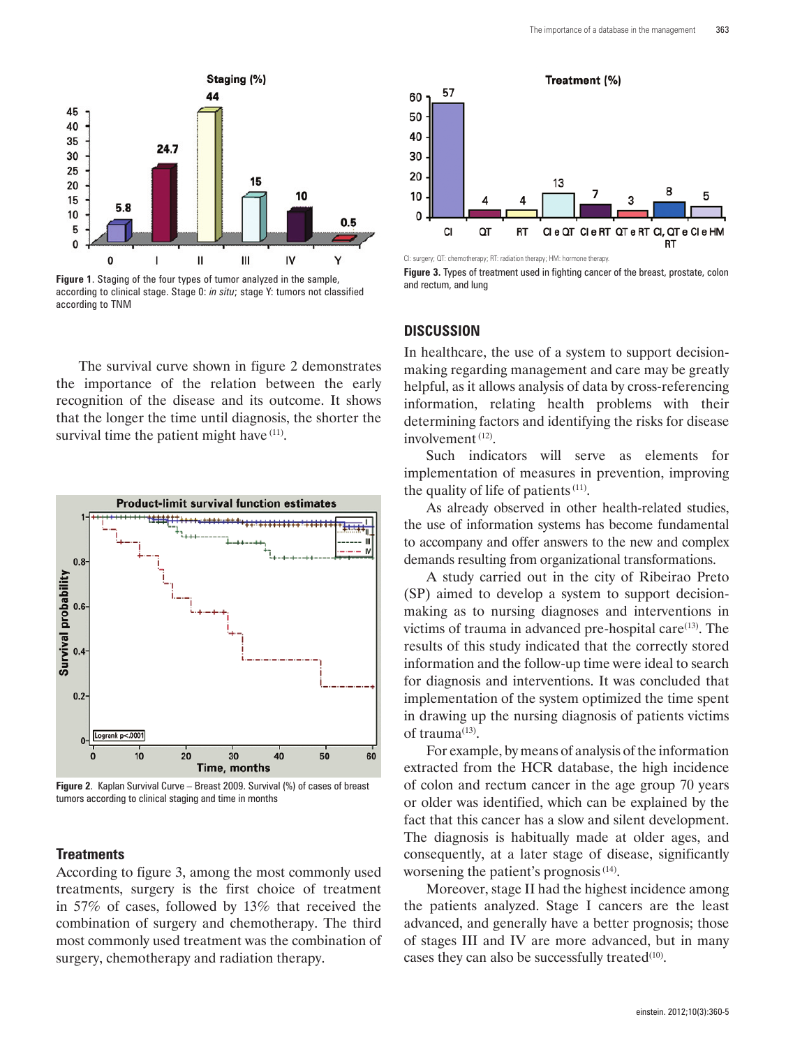Figure 1. Staging of the four types of tumor analyzed in the sample, according to clinical stage. Stage 0: *in situ*; stage Y: tumors not classified according to TNM

The survival curve shown in figure 2 demonstrates the importance of the relation between the early recognition of the disease and its outcome. It shows that the longer the time until diagnosis, the shorter the survival time the patient might have [11].

Figure 2. Kaplan Survival Curve – Breast 2009. Survival (%) of cases of breast tumors according to clinical staging and time in months

## Treatments

According to figure 3, among the most commonly used treatments, surgery is the first choice of treatment in 57% of cases, followed by 13% that received the combination of surgery and chemotherapy. The third most commonly used treatment was the combination of surgery, chemotherapy and radiation therapy.

CI: surgery; QT: chemotherapy; RT: radiation therapy; HM: hormone therapy.

Figure 3. Types of treatment used in fighting cancer of the breast, prostate, colon and rectum, and lung

## DISCUSSION

In healthcare, the use of a system to support decision-making regarding management and care may be greatly helpful, as it allows analysis of data by cross-referencing information, relating health problems with their determining factors and identifying the risks for disease involvement [12].

Such indicators will serve as elements for implementation of measures in prevention, improving the quality of life of patients [11].

As already observed in other health-related studies, the use of information systems has become fundamental to accompany and offer answers to the new and complex demands resulting from organizational transformations.

A study carried out in the city of Ribeirao Preto (SP) aimed to develop a system to support decision-making as to nursing diagnoses and interventions in victims of trauma in advanced pre-hospital care[13]. The results of this study indicated that the correctly stored information and the follow-up time were ideal to search for diagnosis and interventions. It was concluded that implementation of the system optimized the time spent in drawing up the nursing diagnosis of patients victims of trauma[13].

For example, by means of analysis of the information extracted from the HCR database, the high incidence of colon and rectum cancer in the age group 70 years or older was identified, which can be explained by the fact that this cancer has a slow and silent development. The diagnosis is habitually made at older ages, and consequently, at a later stage of disease, significantly worsening the patient's prognosis [14].

Moreover, stage II had the highest incidence among the patients analyzed. Stage I cancers are the least advanced, and generally have a better prognosis; those of stages III and IV are more advanced, but in many cases they can also be successfully treated[10].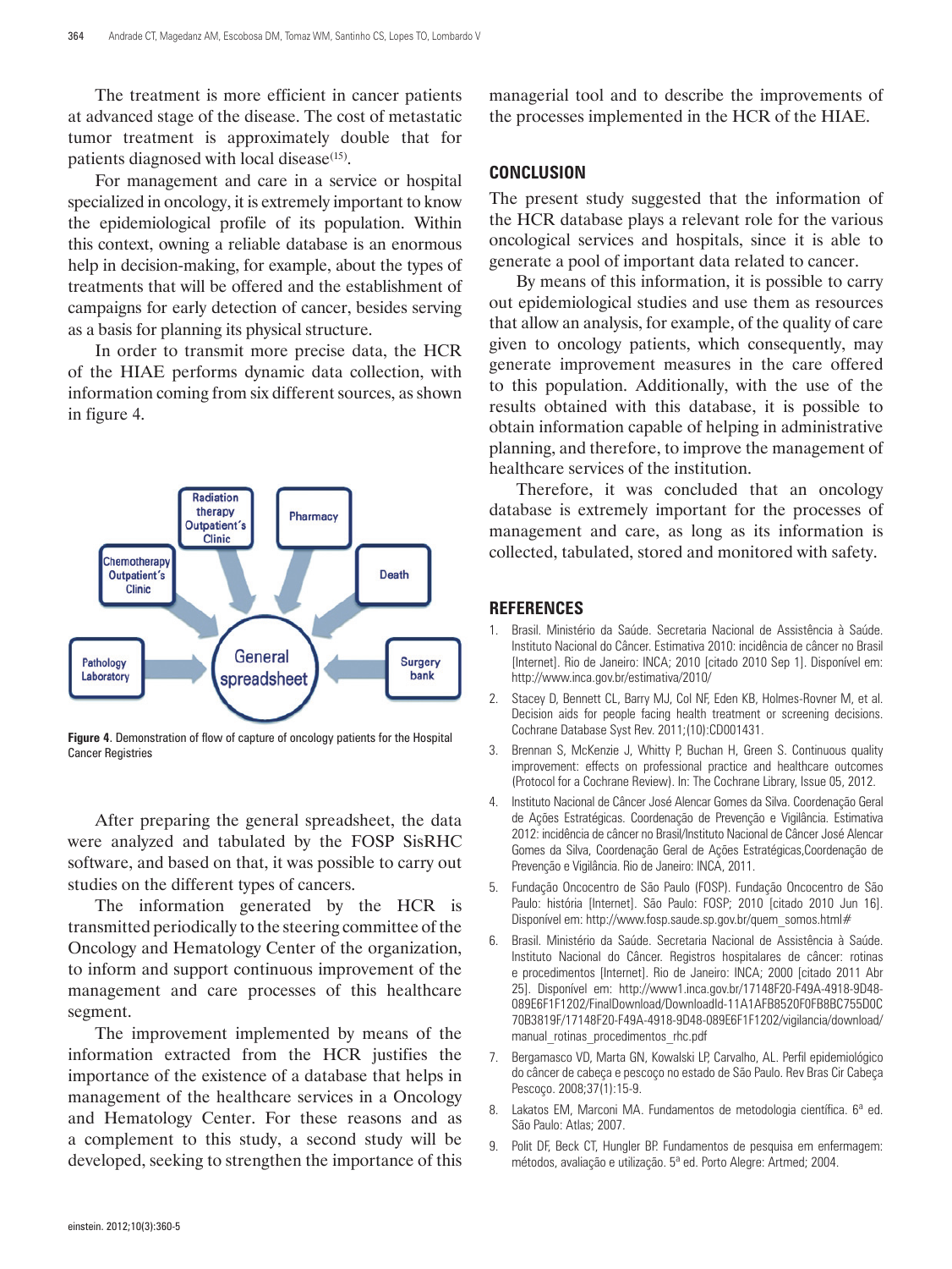The treatment is more efficient in cancer patients at advanced stage of the disease. The cost of metastatic tumor treatment is approximately double that for patients diagnosed with local disease[15].

For management and care in a service or hospital specialized in oncology, it is extremely important to know the epidemiological profile of its population. Within this context, owning a reliable database is an enormous help in decision-making, for example, about the types of treatments that will be offered and the establishment of campaigns for early detection of cancer, besides serving as a basis for planning its physical structure.

In order to transmit more precise data, the HCR of the HIAE performs dynamic data collection, with information coming from six different sources, as shown in figure 4.

**Figure 4**. Demonstration of flow of capture of oncology patients for the Hospital Cancer Registries

After preparing the general spreadsheet, the data were analyzed and tabulated by the FOSP SisRHC software, and based on that, it was possible to carry out studies on the different types of cancers.

The information generated by the HCR is transmitted periodically to the steering committee of the Oncology and Hematology Center of the organization, to inform and support continuous improvement of the management and care processes of this healthcare segment.

The improvement implemented by means of the information extracted from the HCR justifies the importance of the existence of a database that helps in management of the healthcare services in a Oncology and Hematology Center. For these reasons and as a complement to this study, a second study will be developed, seeking to strengthen the importance of this managerial tool and to describe the improvements of the processes implemented in the HCR of the HIAE.

## CONCLUSION

The present study suggested that the information of the HCR database plays a relevant role for the various oncological services and hospitals, since it is able to generate a pool of important data related to cancer.

By means of this information, it is possible to carry out epidemiological studies and use them as resources that allow an analysis, for example, of the quality of care given to oncology patients, which consequently, may generate improvement measures in the care offered to this population. Additionally, with the use of the results obtained with this database, it is possible to obtain information capable of helping in administrative planning, and therefore, to improve the management of healthcare services of the institution.

Therefore, it was concluded that an oncology database is extremely important for the processes of management and care, as long as its information is collected, tabulated, stored and monitored with safety.

## REFERENCES

1. Brasil. Ministério da Saúde. Secretaria Nacional de Assistência à Saúde. Instituto Nacional do Câncer. Estimativa 2010: incidência de câncer no Brasil [Internet]. Rio de Janeiro: INCA; 2010 [citado 2010 Sep 1]. Disponível em: http://www.inca.gov.br/estimativa/2010/
2. Stacey D, Bennett CL, Barry MJ, Col NF, Eden KB, Holmes-Rovner M, et al. Decision aids for people facing health treatment or screening decisions. Cochrane Database Syst Rev. 2011;(10):CD001431.
3. Brennan S, McKenzie J, Whitty P, Buchan H, Green S. Continuous quality improvement: effects on professional practice and healthcare outcomes (Protocol for a Cochrane Review). In: The Cochrane Library, Issue 05, 2012.
4. Instituto Nacional de Câncer José Alencar Gomes da Silva. Coordenação Geral de Ações Estratégicas. Coordenação de Prevenção e Vigilância. Estimativa 2012: incidência de câncer no Brasil/Instituto Nacional de Câncer José Alencar Gomes da Silva, Coordenação Geral de Ações Estratégicas,Coordenação de Prevenção e Vigilância. Rio de Janeiro: INCA, 2011.
5. Fundação Oncocentro de São Paulo (FOSP). Fundação Oncocentro de São Paulo: história [Internet]. São Paulo: FOSP; 2010 [citado 2010 Jun 16]. Disponível em: http://www.fosp.saude.sp.gov.br/quem_somos.html#
6. Brasil. Ministério da Saúde. Secretaria Nacional de Assistência à Saúde. Instituto Nacional do Câncer. Registros hospitalares de câncer: rotinas e procedimentos [Internet]. Rio de Janeiro: INCA; 2000 [citado 2011 Abr 25]. Disponível em: http://www1.inca.gov.br/17148F20-F49A-4918-9D48-089E6F1F1202/FinalDownload/DownloadId-11A1AFB8520F0FB8BC755D0C70B3819F/17148F20-F49A-4918-9D48-089E6F1F1202/vigilancia/download/manual_rotinas_procedimentos_rhc.pdf
7. Bergamasco VD, Marta GN, Kowalski LP, Carvalho, AL. Perfil epidemiológico do câncer de cabeça e pescoço no estado de São Paulo. Rev Bras Cir Cabeça Pescoço. 2008;37(1):15-9.
8. Lakatos EM, Marconi MA. Fundamentos de metodologia científica. 6ª ed. São Paulo: Atlas; 2007.
9. Polit DF, Beck CT, Hungler BP. Fundamentos de pesquisa em enfermagem: métodos, avaliação e utilização. 5ª ed. Porto Alegre: Artmed; 2004.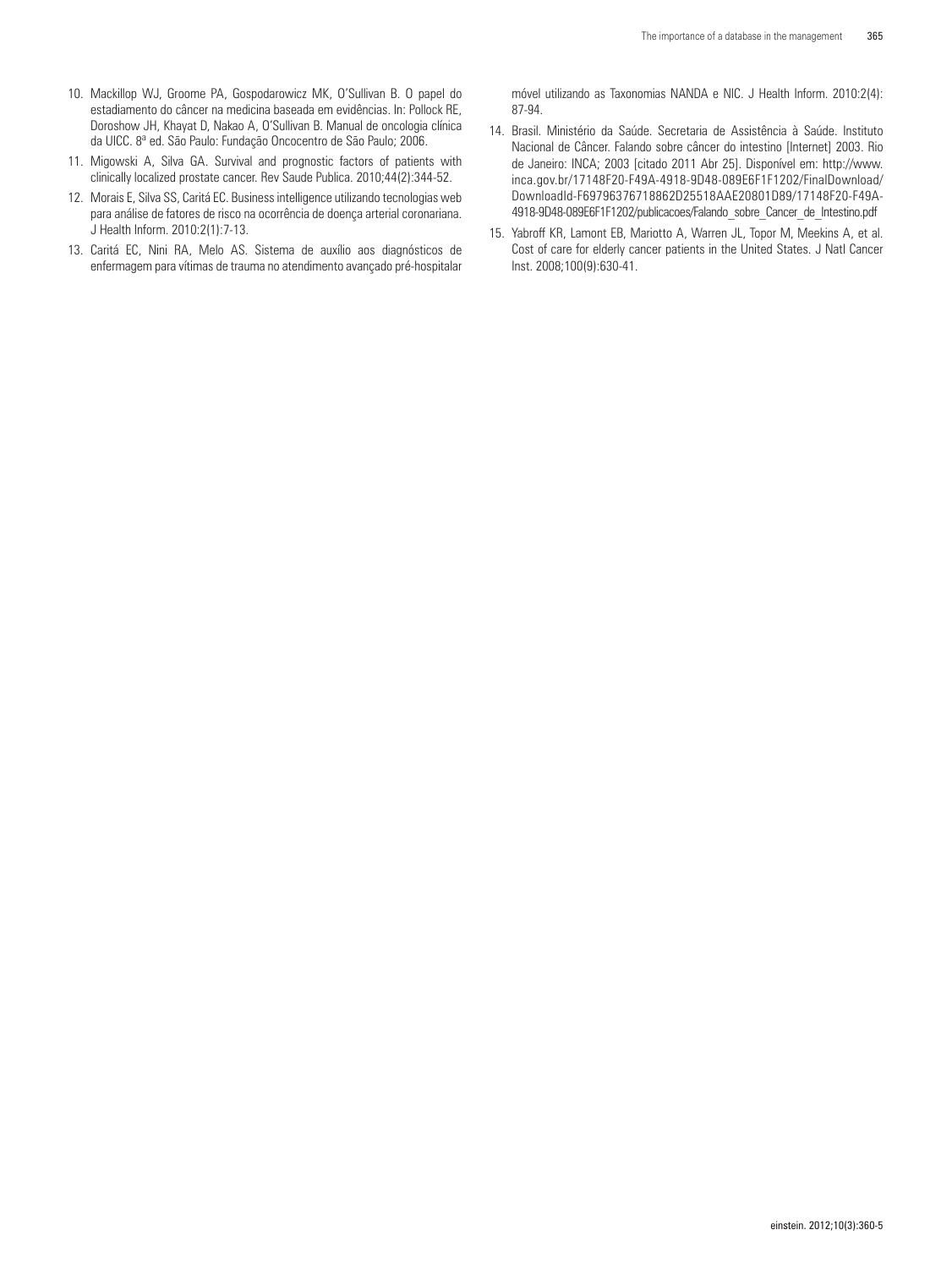10. Mackillop WJ, Groome PA, Gospodarowicz MK, O'Sullivan B. O papel do estadiamento do câncer na medicina baseada em evidências. In: Pollock RE, Doroshow JH, Khayat D, Nakao A, O'Sullivan B. Manual de oncologia clínica da UICC. 8ª ed. São Paulo: Fundação Oncocentro de São Paulo; 2006.
11. Migowski A, Silva GA. Survival and prognostic factors of patients with clinically localized prostate cancer. Rev Saude Publica. 2010;44(2):344-52.
12. Morais E, Silva SS, Caritá EC. Business intelligence utilizando tecnologias web para análise de fatores de risco na ocorrência de doença arterial coronariana. J Health Inform. 2010:2(1):7-13.
13. Caritá EC, Nini RA, Melo AS. Sistema de auxílio aos diagnósticos de enfermagem para vítimas de trauma no atendimento avançado pré-hospitalar móvel utilizando as Taxonomias NANDA e NIC. J Health Inform. 2010:2(4): 87-94.
14. Brasil. Ministério da Saúde. Secretaria de Assistência à Saúde. Instituto Nacional de Câncer. Falando sobre câncer do intestino [Internet] 2003. Rio de Janeiro: INCA; 2003 [citado 2011 Abr 25]. Disponível em: http://www.inca.gov.br/17148F20-F49A-4918-9D48-089E6F1F1202/FinalDownload/DownloadId-F69796376718862D25518AAE20801D89/17148F20-F49A-4918-9D48-089E6F1F1202/publicacoes/Falando_sobre_Cancer_de_Intestino.pdf
15. Yabroff KR, Lamont EB, Mariotto A, Warren JL, Topor M, Meekins A, et al. Cost of care for elderly cancer patients in the United States. J Natl Cancer Inst. 2008;100(9):630-41.